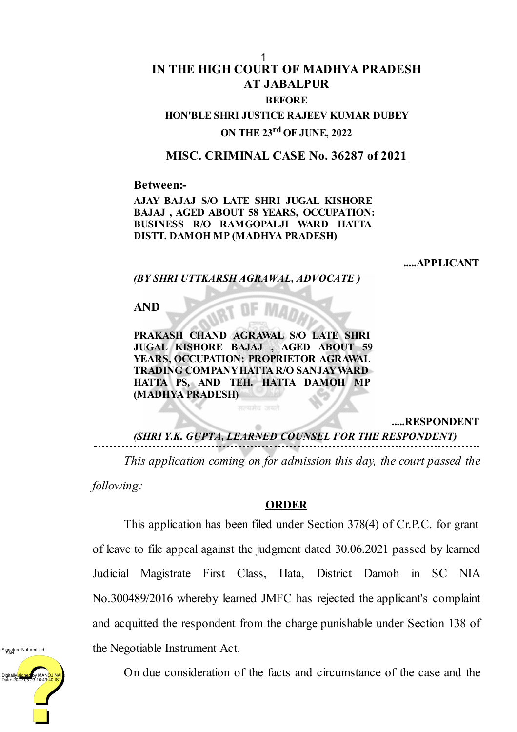# IN THE HIGH COURT OF MADHYA PRADESH AT JABALPUR

**BEFORE**

**HON'BLE SHRI JUSTICE RAJEEV KUMAR DUBEY**

**ON THE 23rd OF JUNE, 2022**

## MISC. CRIMINAL CASE No. 36287 of 2021

**Between:-**

**AJAY BAJAJ S/O LATE SHRI JUGAL KISHORE BAJAJ , AGED ABOUT 58 YEARS, OCCUPATION: BUSINESS R/O RAMGOPALJI WARD HATTA DISTT. DAMOH MP (MADHYA PRADESH)**

**.....APPLICANT**

***(BY SHRI UTTKARSH AGRAWAL, ADVOCATE )***

**AND**

**PRAKASH CHAND AGRAWAL S/O LATE SHRI JUGAL KISHORE BAJAJ , AGED ABOUT 59 YEARS, OCCUPATION: PROPRIETOR AGRAWAL TRADING COMPANY HATTA R/O SANJAY WARD HATTA PS, AND TEH. HATTA DAMOH MP (MADHYA PRADESH)**

**.....RESPONDENT**

***(SHRI Y.K. GUPTA, LEARNED COUNSEL FOR THE RESPONDENT)***

---

*This application coming on for admission this day, the court passed the following:*

**ORDER**

This application has been filed under Section 378(4) of Cr.P.C. for grant of leave to file appeal against the judgment dated 30.06.2021 passed by learned Judicial Magistrate First Class, Hata, District Damoh in SC NIA No.300489/2016 whereby learned JMFC has rejected the applicant's complaint and acquitted the respondent from the charge punishable under Section 138 of the Negotiable Instrument Act.

On due consideration of the facts and circumstance of the case and the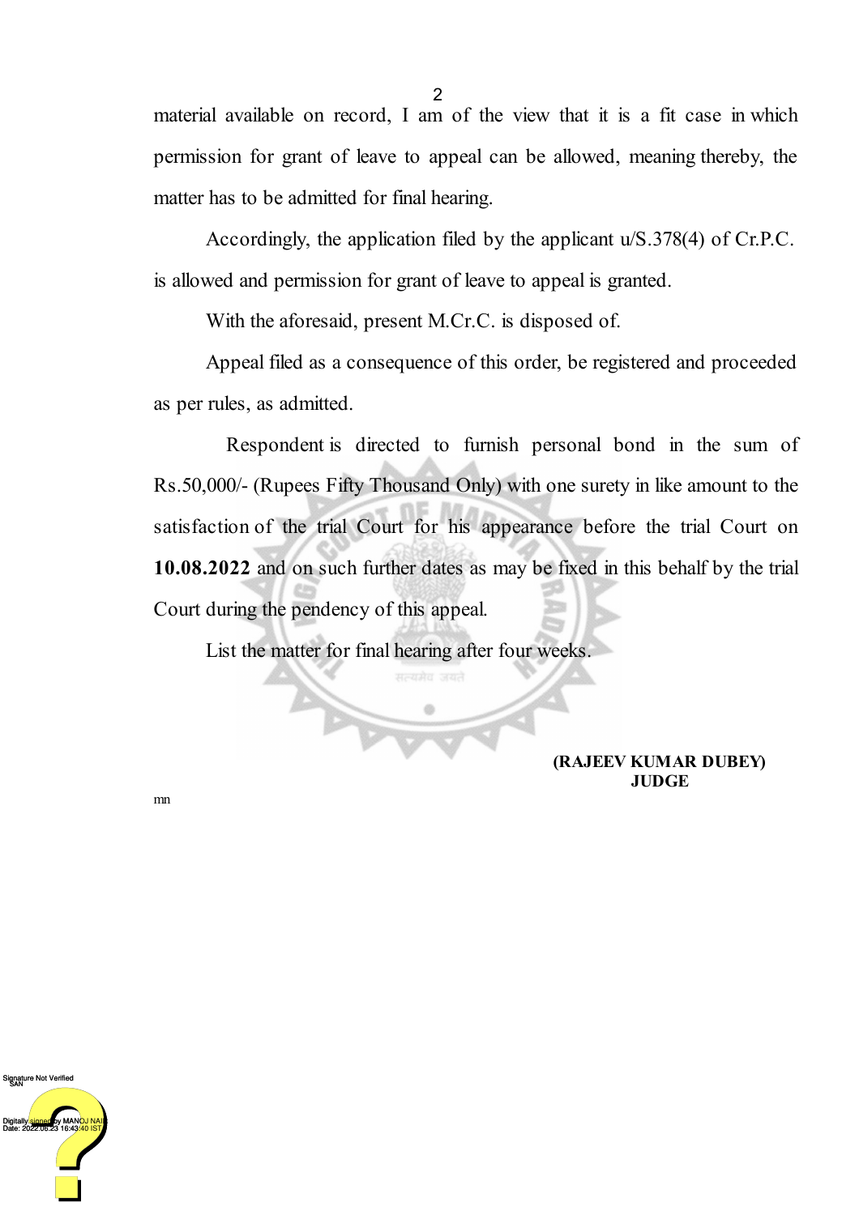material available on record, I am of the view that it is a fit case in which permission for grant of leave to appeal can be allowed, meaning thereby, the matter has to be admitted for final hearing.

Accordingly, the application filed by the applicant u/S.378(4) of Cr.P.C. is allowed and permission for grant of leave to appeal is granted.

With the aforesaid, present M.Cr.C. is disposed of.

Appeal filed as a consequence of this order, be registered and proceeded as per rules, as admitted.

Respondent is directed to furnish personal bond in the sum of Rs.50,000/- (Rupees Fifty Thousand Only) with one surety in like amount to the satisfaction of the trial Court for his appearance before the trial Court on **10.08.2022** and on such further dates as may be fixed in this behalf by the trial Court during the pendency of this appeal.

List the matter for final hearing after four weeks.

**(RAJEEV KUMAR DUBEY)**
**JUDGE**

mn

Signature Not Verified
SAN

Digitally signed by MANOJ NAIR
Date: 2022.06.23 16:43:40 IST